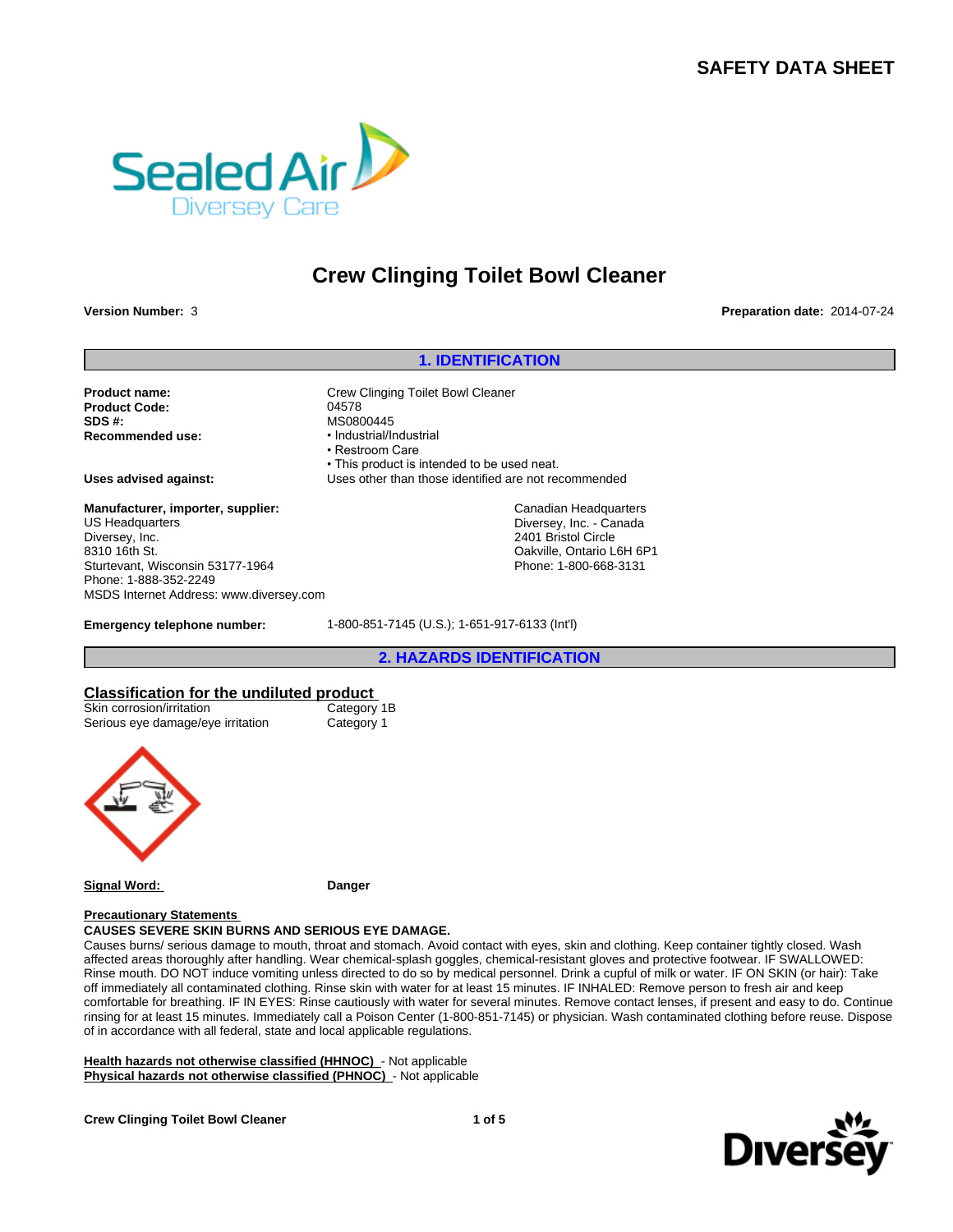**SAFETY DATA SHEET**

# Crew Clinging Toilet Bowl Cleaner

**Version Number:** 3

**Preparation date:** 2014-07-24

## 1. IDENTIFICATION

**Product name:** Crew Clinging Toilet Bowl Cleaner
**Product Code:** 04578
**SDS #:** MS0800445
**Recommended use:**
- Industrial/Industrial
- Restroom Care
- This product is intended to be used neat.

**Uses advised against:** Uses other than those identified are not recommended

**Manufacturer, importer, supplier:**

US Headquarters
Diversey, Inc.
8310 16th St.
Sturtevant, Wisconsin 53177-1964
Phone: 1-888-352-2249
MSDS Internet Address: www.diversey.com

Canadian Headquarters
Diversey, Inc. - Canada
2401 Bristol Circle
Oakville, Ontario L6H 6P1
Phone: 1-800-668-3131

**Emergency telephone number:** 1-800-851-7145 (U.S.); 1-651-917-6133 (Int'l)

## 2. HAZARDS IDENTIFICATION

### Classification for the undiluted product

| | |
|---|---|
| Skin corrosion/irritation | Category 1B |
| Serious eye damage/eye irritation | Category 1 |

**Signal Word:** **Danger**

**Precautionary Statements**

**CAUSES SEVERE SKIN BURNS AND SERIOUS EYE DAMAGE.**

Causes burns/ serious damage to mouth, throat and stomach. Avoid contact with eyes, skin and clothing. Keep container tightly closed. Wash affected areas thoroughly after handling. Wear chemical-splash goggles, chemical-resistant gloves and protective footwear. IF SWALLOWED: Rinse mouth. DO NOT induce vomiting unless directed to do so by medical personnel. Drink a cupful of milk or water. IF ON SKIN (or hair): Take off immediately all contaminated clothing. Rinse skin with water for at least 15 minutes. IF INHALED: Remove person to fresh air and keep comfortable for breathing. IF IN EYES: Rinse cautiously with water for several minutes. Remove contact lenses, if present and easy to do. Continue rinsing for at least 15 minutes. Immediately call a Poison Center (1-800-851-7145) or physician. Wash contaminated clothing before reuse. Dispose of in accordance with all federal, state and local applicable regulations.

**Health hazards not otherwise classified (HHNOC)** - Not applicable
**Physical hazards not otherwise classified (PHNOC)** - Not applicable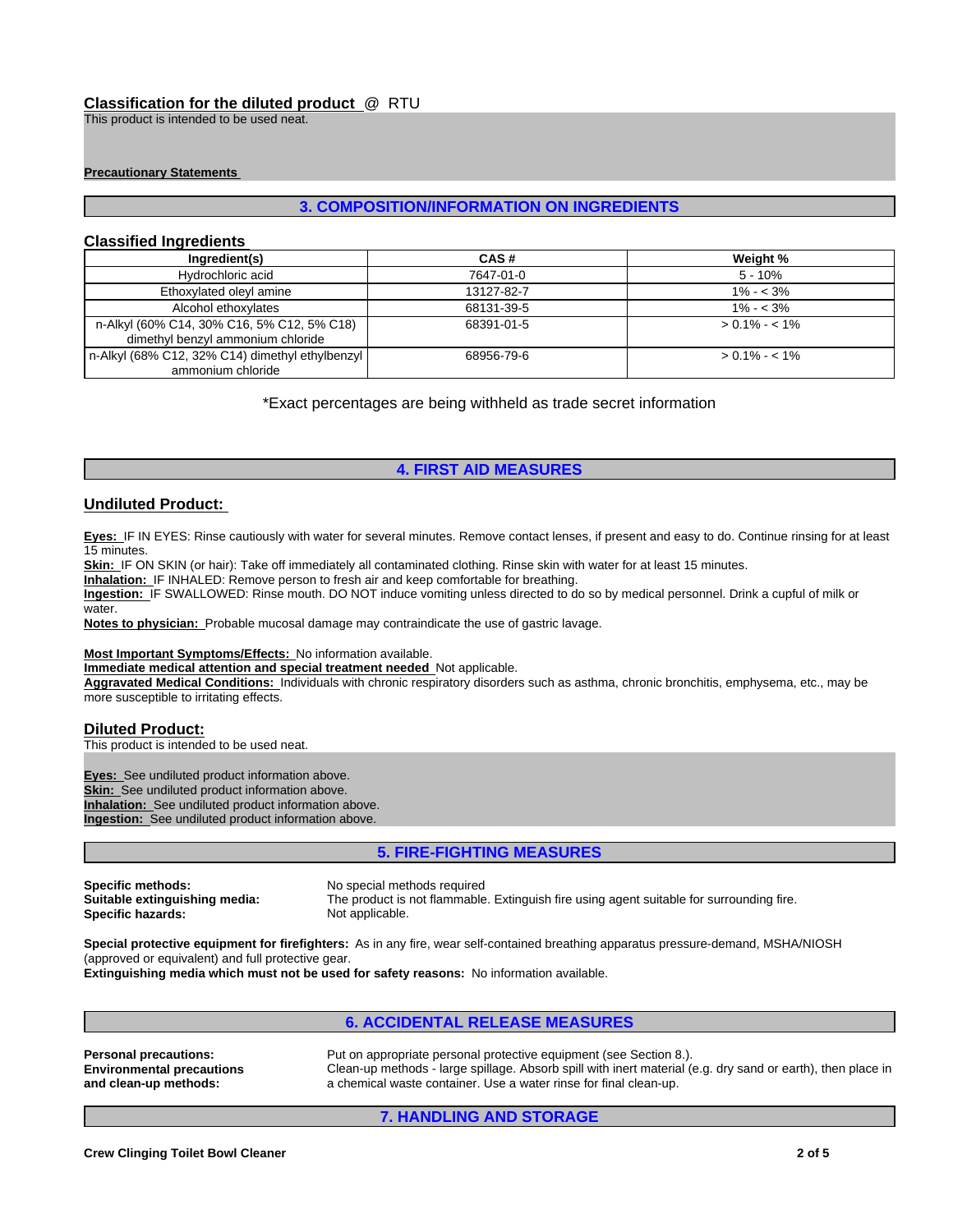**Classification for the diluted product** @ RTU

This product is intended to be used neat.

**Precautionary Statements**

## 3. COMPOSITION/INFORMATION ON INGREDIENTS

### Classified Ingredients

| Ingredient(s) | CAS # | Weight % |
|---|---|---|
| Hydrochloric acid | 7647-01-0 | 5 - 10% |
| Ethoxylated oleyl amine | 13127-82-7 | 1% - < 3% |
| Alcohol ethoxylates | 68131-39-5 | 1% - < 3% |
| n-Alkyl (60% C14, 30% C16, 5% C12, 5% C18) dimethyl benzyl ammonium chloride | 68391-01-5 | > 0.1% - < 1% |
| n-Alkyl (68% C12, 32% C14) dimethyl ethylbenzyl ammonium chloride | 68956-79-6 | > 0.1% - < 1% |

*Exact percentages are being withheld as trade secret information

## 4. FIRST AID MEASURES

### Undiluted Product:

**Eyes:** IF IN EYES: Rinse cautiously with water for several minutes. Remove contact lenses, if present and easy to do. Continue rinsing for at least 15 minutes.
**Skin:** IF ON SKIN (or hair): Take off immediately all contaminated clothing. Rinse skin with water for at least 15 minutes.
**Inhalation:** IF INHALED: Remove person to fresh air and keep comfortable for breathing.
**Ingestion:** IF SWALLOWED: Rinse mouth. DO NOT induce vomiting unless directed to do so by medical personnel. Drink a cupful of milk or water.
**Notes to physician:** Probable mucosal damage may contraindicate the use of gastric lavage.

**Most Important Symptoms/Effects:** No information available.
**Immediate medical attention and special treatment needed** Not applicable.
**Aggravated Medical Conditions:** Individuals with chronic respiratory disorders such as asthma, chronic bronchitis, emphysema, etc., may be more susceptible to irritating effects.

### Diluted Product:

This product is intended to be used neat.

**Eyes:** See undiluted product information above.
**Skin:** See undiluted product information above.
**Inhalation:** See undiluted product information above.
**Ingestion:** See undiluted product information above.

## 5. FIRE-FIGHTING MEASURES

**Specific methods:** No special methods required
**Suitable extinguishing media:** The product is not flammable. Extinguish fire using agent suitable for surrounding fire.
**Specific hazards:** Not applicable.

**Special protective equipment for firefighters:** As in any fire, wear self-contained breathing apparatus pressure-demand, MSHA/NIOSH (approved or equivalent) and full protective gear.
**Extinguishing media which must not be used for safety reasons:** No information available.

## 6. ACCIDENTAL RELEASE MEASURES

**Personal precautions:** Put on appropriate personal protective equipment (see Section 8.).
**Environmental precautions and clean-up methods:** Clean-up methods - large spillage. Absorb spill with inert material (e.g. dry sand or earth), then place in a chemical waste container. Use a water rinse for final clean-up.

## 7. HANDLING AND STORAGE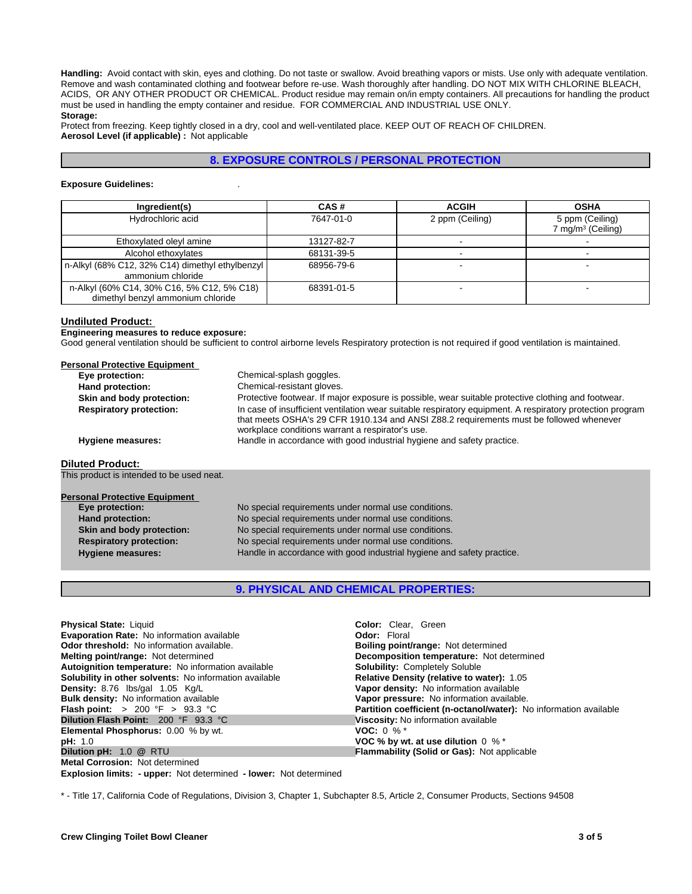**Handling:** Avoid contact with skin, eyes and clothing. Do not taste or swallow. Avoid breathing vapors or mists. Use only with adequate ventilation. Remove and wash contaminated clothing and footwear before re-use. Wash thoroughly after handling. DO NOT MIX WITH CHLORINE BLEACH, ACIDS, OR ANY OTHER PRODUCT OR CHEMICAL. Product residue may remain on/in empty containers. All precautions for handling the product must be used in handling the empty container and residue. FOR COMMERCIAL AND INDUSTRIAL USE ONLY.

**Storage:**

Protect from freezing. Keep tightly closed in a dry, cool and well-ventilated place. KEEP OUT OF REACH OF CHILDREN.

**Aerosol Level (if applicable) :** Not applicable

## 8. EXPOSURE CONTROLS / PERSONAL PROTECTION

**Exposure Guidelines:** .

| Ingredient(s) | CAS # | ACGIH | OSHA |
|---|---|---|---|
| Hydrochloric acid | 7647-01-0 | 2 ppm (Ceiling) | 5 ppm (Ceiling)<br>7 mg/m$^3$ (Ceiling) |
| Ethoxylated oleyl amine | 13127-82-7 | - | - |
| Alcohol ethoxylates | 68131-39-5 | - | - |
| n-Alkyl (68% C12, 32% C14) dimethyl ethylbenzyl ammonium chloride | 68956-79-6 | - | - |
| n-Alkyl (60% C14, 30% C16, 5% C12, 5% C18) dimethyl benzyl ammonium chloride | 68391-01-5 | - | - |

**Undiluted Product:**

**Engineering measures to reduce exposure:**

Good general ventilation should be sufficient to control airborne levels Respiratory protection is not required if good ventilation is maintained.

**Personal Protective Equipment**

- **Eye protection:** Chemical-splash goggles.
- **Hand protection:** Chemical-resistant gloves.
- **Skin and body protection:** Protective footwear. If major exposure is possible, wear suitable protective clothing and footwear.
- **Respiratory protection:** In case of insufficient ventilation wear suitable respiratory equipment. A respiratory protection program that meets OSHA's 29 CFR 1910.134 and ANSI Z88.2 requirements must be followed whenever workplace conditions warrant a respirator's use.
- **Hygiene measures:** Handle in accordance with good industrial hygiene and safety practice.

**Diluted Product:**

This product is intended to be used neat.

**Personal Protective Equipment**

- **Eye protection:** No special requirements under normal use conditions.
- **Hand protection:** No special requirements under normal use conditions.
- **Skin and body protection:** No special requirements under normal use conditions.
- **Respiratory protection:** No special requirements under normal use conditions.
- **Hygiene measures:** Handle in accordance with good industrial hygiene and safety practice.

## 9. PHYSICAL AND CHEMICAL PROPERTIES:

**Physical State:** Liquid
**Evaporation Rate:** No information available
**Odor threshold:** No information available.
**Melting point/range:** Not determined
**Autoignition temperature:** No information available
**Solubility in other solvents:** No information available
**Density:** 8.76 lbs/gal 1.05 Kg/L
**Bulk density:** No information available
**Flash point:** > 200 °F > 93.3 °C
**Dilution Flash Point:** 200 °F 93.3 °C
**Elemental Phosphorus:** 0.00 % by wt.
**pH:** 1.0
**Dilution pH:** 1.0 @ RTU
**Metal Corrosion:** Not determined
**Explosion limits: - upper:** Not determined **- lower:** Not determined

**Color:** Clear, Green
**Odor:** Floral
**Boiling point/range:** Not determined
**Decomposition temperature:** Not determined
**Solubility:** Completely Soluble
**Relative Density (relative to water):** 1.05
**Vapor density:** No information available
**Vapor pressure:** No information available.
**Partition coefficient (n-octanol/water):** No information available
**Viscosity:** No information available
**VOC:** 0 % *
**VOC % by wt. at use dilution** 0 % *
**Flammability (Solid or Gas):** Not applicable

* - Title 17, California Code of Regulations, Division 3, Chapter 1, Subchapter 8.5, Article 2, Consumer Products, Sections 94508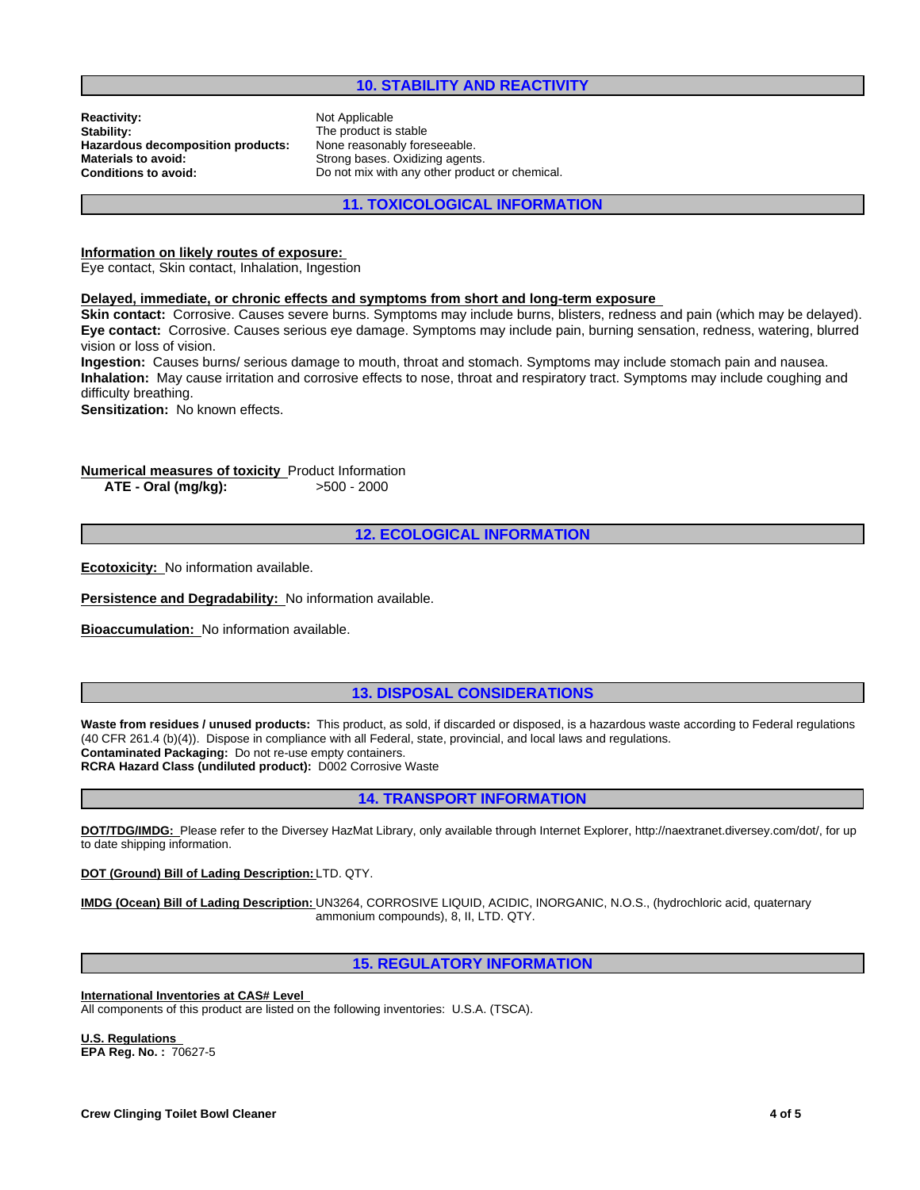## 10. STABILITY AND REACTIVITY

**Reactivity:** Not Applicable
**Stability:** The product is stable
**Hazardous decomposition products:** None reasonably foreseeable.
**Materials to avoid:** Strong bases. Oxidizing agents.
**Conditions to avoid:** Do not mix with any other product or chemical.

## 11. TOXICOLOGICAL INFORMATION

**Information on likely routes of exposure:**
Eye contact, Skin contact, Inhalation, Ingestion

**Delayed, immediate, or chronic effects and symptoms from short and long-term exposure**
**Skin contact:** Corrosive. Causes severe burns. Symptoms may include burns, blisters, redness and pain (which may be delayed).
**Eye contact:** Corrosive. Causes serious eye damage. Symptoms may include pain, burning sensation, redness, watering, blurred vision or loss of vision.
**Ingestion:** Causes burns/ serious damage to mouth, throat and stomach. Symptoms may include stomach pain and nausea.
**Inhalation:** May cause irritation and corrosive effects to nose, throat and respiratory tract. Symptoms may include coughing and difficulty breathing.
**Sensitization:** No known effects.

**Numerical measures of toxicity** Product Information
**ATE - Oral (mg/kg):** >500 - 2000

## 12. ECOLOGICAL INFORMATION

**Ecotoxicity:** No information available.

**Persistence and Degradability:** No information available.

**Bioaccumulation:** No information available.

## 13. DISPOSAL CONSIDERATIONS

**Waste from residues / unused products:** This product, as sold, if discarded or disposed, is a hazardous waste according to Federal regulations (40 CFR 261.4 (b)(4)). Dispose in compliance with all Federal, state, provincial, and local laws and regulations.
**Contaminated Packaging:** Do not re-use empty containers.
**RCRA Hazard Class (undiluted product):** D002 Corrosive Waste

## 14. TRANSPORT INFORMATION

**DOT/TDG/IMDG:** Please refer to the Diversey HazMat Library, only available through Internet Explorer, http://naextranet.diversey.com/dot/, for up to date shipping information.

**DOT (Ground) Bill of Lading Description:** LTD. QTY.

**IMDG (Ocean) Bill of Lading Description:** UN3264, CORROSIVE LIQUID, ACIDIC, INORGANIC, N.O.S., (hydrochloric acid, quaternary ammonium compounds), 8, II, LTD. QTY.

## 15. REGULATORY INFORMATION

**International Inventories at CAS# Level**
All components of this product are listed on the following inventories: U.S.A. (TSCA).

**U.S. Regulations**
**EPA Reg. No. :** 70627-5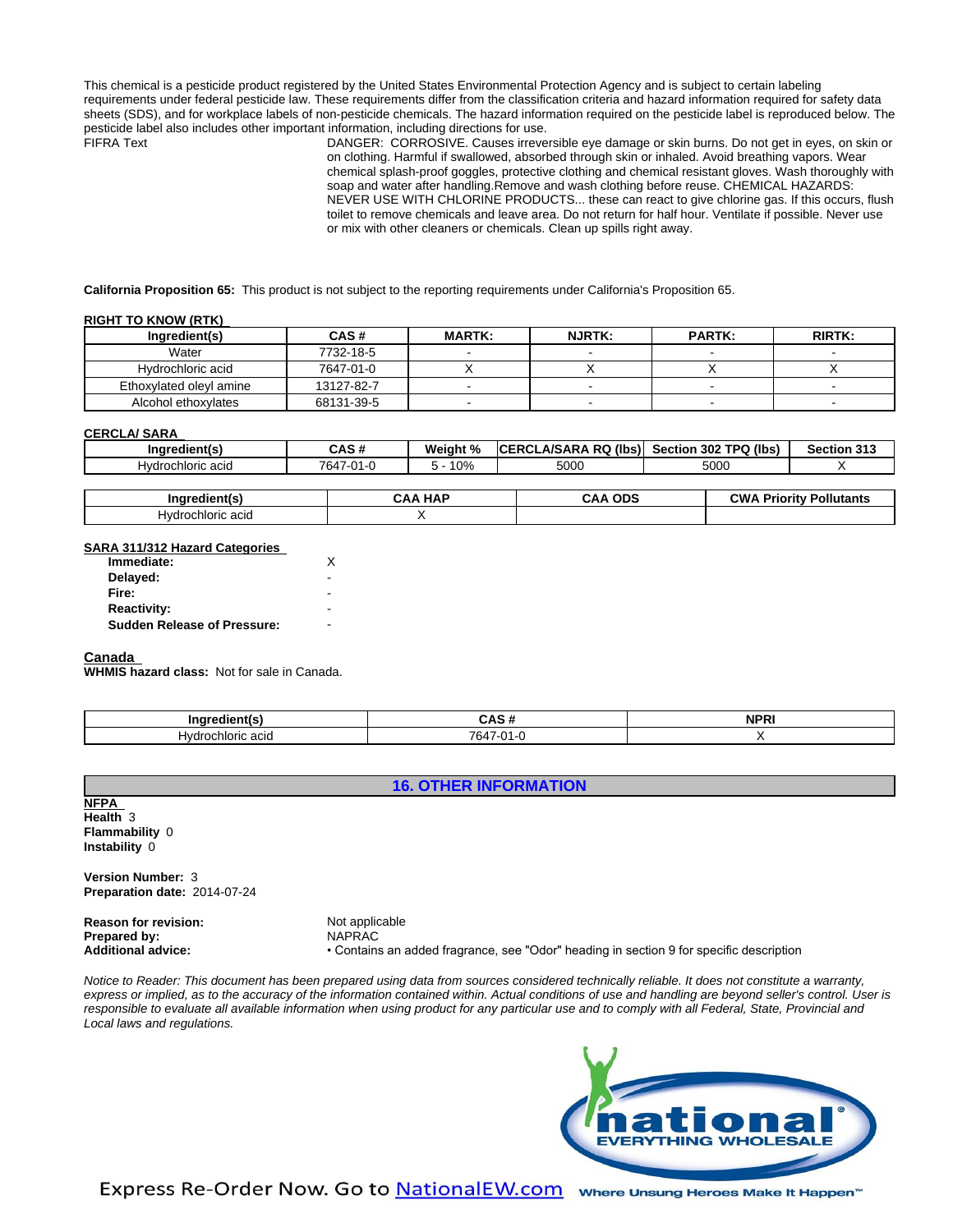This chemical is a pesticide product registered by the United States Environmental Protection Agency and is subject to certain labeling requirements under federal pesticide law. These requirements differ from the classification criteria and hazard information required for safety data sheets (SDS), and for workplace labels of non-pesticide chemicals. The hazard information required on the pesticide label is reproduced below. The pesticide label also includes other important information, including directions for use.

FIFRA Text: DANGER: CORROSIVE. Causes irreversible eye damage or skin burns. Do not get in eyes, on skin or on clothing. Harmful if swallowed, absorbed through skin or inhaled. Avoid breathing vapors. Wear chemical splash-proof goggles, protective clothing and chemical resistant gloves. Wash thoroughly with soap and water after handling.Remove and wash clothing before reuse. CHEMICAL HAZARDS: NEVER USE WITH CHLORINE PRODUCTS... these can react to give chlorine gas. If this occurs, flush toilet to remove chemicals and leave area. Do not return for half hour. Ventilate if possible. Never use or mix with other cleaners or chemicals. Clean up spills right away.

**California Proposition 65:** This product is not subject to the reporting requirements under California's Proposition 65.

**RIGHT TO KNOW (RTK)**

| Ingredient(s) | CAS # | MARTK: | NJRTK: | PARTK: | RIRTK: |
|---|---|---|---|---|---|
| Water | 7732-18-5 | - | - | - | - |
| Hydrochloric acid | 7647-01-0 | X | X | X | X |
| Ethoxylated oleyl amine | 13127-82-7 | - | - | - | - |
| Alcohol ethoxylates | 68131-39-5 | - | - | - | - |

**CERCLA/ SARA**

| Ingredient(s) | CAS # | Weight % | CERCLA/SARA RQ (lbs) | Section 302 TPQ (lbs) | Section 313 |
|---|---|---|---|---|---|
| Hydrochloric acid | 7647-01-0 | 5 - 10% | 5000 | 5000 | X |

| Ingredient(s) | CAA HAP | CAA ODS | CWA Priority Pollutants |
|---|---|---|---|
| Hydrochloric acid | X | | |

**SARA 311/312 Hazard Categories**

| | |
|---|---|
| **Immediate:** | X |
| **Delayed:** | - |
| **Fire:** | - |
| **Reactivity:** | - |
| **Sudden Release of Pressure:** | - |

**Canada**

**WHMIS hazard class:** Not for sale in Canada.

| Ingredient(s) | CAS # | NPRI |
|---|---|---|
| Hydrochloric acid | 7647-01-0 | X |

## 16. OTHER INFORMATION

**NFPA**

**Health** 3
**Flammability** 0
**Instability** 0

**Version Number:** 3
**Preparation date:** 2014-07-24

**Reason for revision:** Not applicable
**Prepared by:** NAPRAC
**Additional advice:** • Contains an added fragrance, see "Odor" heading in section 9 for specific description

*Notice to Reader: This document has been prepared using data from sources considered technically reliable. It does not constitute a warranty, express or implied, as to the accuracy of the information contained within. Actual conditions of use and handling are beyond seller's control. User is responsible to evaluate all available information when using product for any particular use and to comply with all Federal, State, Provincial and Local laws and regulations.*

national EVERYTHING WHOLESALE

Express Re-Order Now. Go to NationalEW.com Where Unsung Heroes Make It Happen™